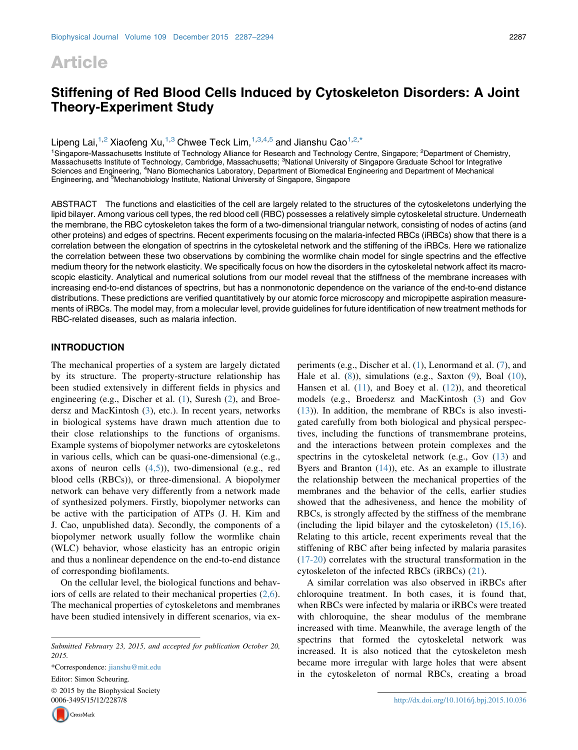Article

# Stiffening of Red Blood Cells Induced by Cytoskeleton Disorders: A Joint Theory-Experiment Study

Lipeng Lai,[1,2] Xiaofeng Xu,[1,3] Chwee Teck Lim,[1,3,4,5] and Jianshu Cao[1,2,*]

[1]Singapore-Massachusetts Institute of Technology Alliance for Research and Technology Centre, Singapore; [2]Department of Chemistry, Massachusetts Institute of Technology, Cambridge, Massachusetts; [3]National University of Singapore Graduate School for Integrative Sciences and Engineering, [4]Nano Biomechanics Laboratory, Department of Biomedical Engineering and Department of Mechanical Engineering, and [5]Mechanobiology Institute, National University of Singapore, Singapore

ABSTRACT The functions and elasticities of the cell are largely related to the structures of the cytoskeletons underlying the lipid bilayer. Among various cell types, the red blood cell (RBC) possesses a relatively simple cytoskeletal structure. Underneath the membrane, the RBC cytoskeleton takes the form of a two-dimensional triangular network, consisting of nodes of actins (and other proteins) and edges of spectrins. Recent experiments focusing on the malaria-infected RBCs (iRBCs) show that there is a correlation between the elongation of spectrins in the cytoskeletal network and the stiffening of the iRBCs. Here we rationalize the correlation between these two observations by combining the wormlike chain model for single spectrins and the effective medium theory for the network elasticity. We specifically focus on how the disorders in the cytoskeletal network affect its macroscopic elasticity. Analytical and numerical solutions from our model reveal that the stiffness of the membrane increases with increasing end-to-end distances of spectrins, but has a nonmonotonic dependence on the variance of the end-to-end distance distributions. These predictions are verified quantitatively by our atomic force microscopy and micropipette aspiration measurements of iRBCs. The model may, from a molecular level, provide guidelines for future identification of new treatment methods for RBC-related diseases, such as malaria infection.

## INTRODUCTION

The mechanical properties of a system are largely dictated by its structure. The property-structure relationship has been studied extensively in different fields in physics and engineering (e.g., Discher et al. (1), Suresh (2), and Broedersz and MacKintosh (3), etc.). In recent years, networks in biological systems have drawn much attention due to their close relationships to the functions of organisms. Example systems of biopolymer networks are cytoskeletons in various cells, which can be quasi-one-dimensional (e.g., axons of neuron cells (4,5)), two-dimensional (e.g., red blood cells (RBCs)), or three-dimensional. A biopolymer network can behave very differently from a network made of synthesized polymers. Firstly, biopolymer networks can be active with the participation of ATPs (J. H. Kim and J. Cao, unpublished data). Secondly, the components of a biopolymer network usually follow the wormlike chain (WLC) behavior, whose elasticity has an entropic origin and thus a nonlinear dependence on the end-to-end distance of corresponding biofilaments.

On the cellular level, the biological functions and behaviors of cells are related to their mechanical properties (2,6). The mechanical properties of cytoskeletons and membranes have been studied intensively in different scenarios, via experiments (e.g., Discher et al. (1), Lenormand et al. (7), and Hale et al. (8)), simulations (e.g., Saxton (9), Boal (10), Hansen et al. (11), and Boey et al. (12)), and theoretical models (e.g., Broedersz and MacKintosh (3) and Gov (13)). In addition, the membrane of RBCs is also investigated carefully from both biological and physical perspectives, including the functions of transmembrane proteins, and the interactions between protein complexes and the spectrins in the cytoskeletal network (e.g., Gov (13) and Byers and Branton (14)), etc. As an example to illustrate the relationship between the mechanical properties of the membranes and the behavior of the cells, earlier studies showed that the adhesiveness, and hence the mobility of RBCs, is strongly affected by the stiffness of the membrane (including the lipid bilayer and the cytoskeleton) (15,16). Relating to this article, recent experiments reveal that the stiffening of RBC after being infected by malaria parasites (17-20) correlates with the structural transformation in the cytoskeleton of the infected RBCs (iRBCs) (21).

A similar correlation was also observed in iRBCs after chloroquine treatment. In both cases, it is found that, when RBCs were infected by malaria or iRBCs were treated with chloroquine, the shear modulus of the membrane increased with time. Meanwhile, the average length of the spectrins that formed the cytoskeletal network was increased. It is also noticed that the cytoskeleton mesh became more irregular with large holes that were absent in the cytoskeleton of normal RBCs, creating a broad

Submitted February 23, 2015, and accepted for publication October 20, 2015.

*Correspondence: jianshu@mit.edu

Editor: Simon Scheuring.

© 2015 by the Biophysical Society
0006-3495/15/12/2287/8

http://dx.doi.org/10.1016/j.bpj.2015.10.036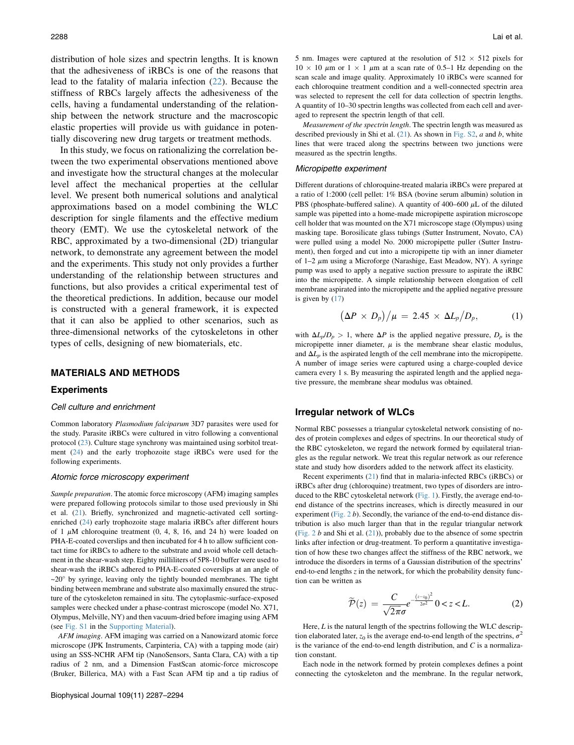distribution of hole sizes and spectrin lengths. It is known that the adhesiveness of iRBCs is one of the reasons that lead to the fatality of malaria infection (22). Because the stiffness of RBCs largely affects the adhesiveness of the cells, having a fundamental understanding of the relationship between the network structure and the macroscopic elastic properties will provide us with guidance in potentially discovering new drug targets or treatment methods.

In this study, we focus on rationalizing the correlation between the two experimental observations mentioned above and investigate how the structural changes at the molecular level affect the mechanical properties at the cellular level. We present both numerical solutions and analytical approximations based on a model combining the WLC description for single filaments and the effective medium theory (EMT). We use the cytoskeletal network of the RBC, approximated by a two-dimensional (2D) triangular network, to demonstrate any agreement between the model and the experiments. This study not only provides a further understanding of the relationship between structures and functions, but also provides a critical experimental test of the theoretical predictions. In addition, because our model is constructed with a general framework, it is expected that it can also be applied to other scenarios, such as three-dimensional networks of the cytoskeletons in other types of cells, designing of new biomaterials, etc.

## MATERIALS AND METHODS

### Experiments

#### Cell culture and enrichment

Common laboratory *Plasmodium falciparum* 3D7 parasites were used for the study. Parasite iRBCs were cultured in vitro following a conventional protocol (23). Culture stage synchrony was maintained using sorbitol treatment (24) and the early trophozoite stage iRBCs were used for the following experiments.

#### Atomic force microscopy experiment

*Sample preparation*. The atomic force microscopy (AFM) imaging samples were prepared following protocols similar to those used previously in Shi et al. (21). Briefly, synchronized and magnetic-activated cell sorting-enriched (24) early trophozoite stage malaria iRBCs after different hours of 1 $\mu$M chloroquine treatment (0, 4, 8, 16, and 24 h) were loaded on PHA-E-coated coverslips and then incubated for 4 h to allow sufficient contact time for iRBCs to adhere to the substrate and avoid whole cell detachment in the shear-wash step. Eighty milliliters of 5P8-10 buffer were used to shear-wash the iRBCs adhered to PHA-E-coated coverslips at an angle of ~20° by syringe, leaving only the tightly bounded membranes. The tight binding between membrane and substrate also maximally ensured the structure of the cytoskeleton remained in situ. The cytoplasmic-surface-exposed samples were checked under a phase-contrast microscope (model No. X71, Olympus, Melville, NY) and then vacuum-dried before imaging using AFM (see Fig. S1 in the Supporting Material).

*AFM imaging*. AFM imaging was carried on a Nanowizard atomic force microscope (JPK Instruments, Carpinteria, CA) with a tapping mode (air) using an SSS-NCHR AFM tip (NanoSensors, Santa Clara, CA) with a tip radius of 2 nm, and a Dimension FastScan atomic-force microscope (Bruker, Billerica, MA) with a Fast Scan AFM tip and a tip radius of 5 nm. Images were captured at the resolution of 512 × 512 pixels for 10 × 10 $\mu$m or 1 × 1 $\mu$m at a scan rate of 0.5–1 Hz depending on the scan scale and image quality. Approximately 10 iRBCs were scanned for each chloroquine treatment condition and a well-connected spectrin area was selected to represent the cell for data collection of spectrin lengths. A quantity of 10–30 spectrin lengths was collected from each cell and averaged to represent the spectrin length of that cell.

*Measurement of the spectrin length*. The spectrin length was measured as described previously in Shi et al. (21). As shown in Fig. S2, *a* and *b*, white lines that were traced along the spectrins between two junctions were measured as the spectrin lengths.

#### Micropipette experiment

Different durations of chloroquine-treated malaria iRBCs were prepared at a ratio of 1:2000 (cell pellet: 1% BSA (bovine serum albumin) solution in PBS (phosphate-buffered saline). A quantity of 400–600 $\mu$L of the diluted sample was pipetted into a home-made micropipette aspiration microscope cell holder that was mounted on the X71 microscope stage (Olympus) using masking tape. Borosilicate glass tubings (Sutter Instrument, Novato, CA) were pulled using a model No. 2000 micropipette puller (Sutter Instrument), then forged and cut into a micropipette tip with an inner diameter of 1–2 $\mu$m using a Microforge (Narashige, East Meadow, NY). A syringe pump was used to apply a negative suction pressure to aspirate the iRBC into the micropipette. A simple relationship between elongation of cell membrane aspirated into the micropipette and the applied negative pressure is given by (17)

$$\left(\Delta P \times D_p\right)/\mu = 2.45 \times \Delta L_p/D_p, \tag{1}$$

with $\Delta L_p/D_p > 1$, where $\Delta P$ is the applied negative pressure, $D_p$ is the micropipette inner diameter, $\mu$ is the membrane shear elastic modulus, and $\Delta L_p$ is the aspirated length of the cell membrane into the micropipette. A number of image series were captured using a charge-coupled device camera every 1 s. By measuring the aspirated length and the applied negative pressure, the membrane shear modulus was obtained.

### Irregular network of WLCs

Normal RBC possesses a triangular cytoskeletal network consisting of nodes of protein complexes and edges of spectrins. In our theoretical study of the RBC cytoskeleton, we regard the network formed by equilateral triangles as the regular network. We treat this regular network as our reference state and study how disorders added to the network affect its elasticity.

Recent experiments (21) find that in malaria-infected RBCs (iRBCs) or iRBCs after drug (chloroquine) treatment, two types of disorders are introduced to the RBC cytoskeletal network (Fig. 1). Firstly, the average end-to-end distance of the spectrins increases, which is directly measured in our experiment (Fig. 2 *b*). Secondly, the variance of the end-to-end distance distribution is also much larger than that in the regular triangular network (Fig. 2 *b* and Shi et al. (21)), probably due to the absence of some spectrin links after infection or drug-treatment. To perform a quantitative investigation of how these two changes affect the stiffness of the RBC network, we introduce the disorders in terms of a Gaussian distribution of the spectrins' end-to-end lengths $z$ in the network, for which the probability density function can be written as

$$\widetilde{\mathcal{P}}(z) = \frac{C}{\sqrt{2\pi}\sigma} e^{-\frac{(z-z_0)^2}{2\sigma^2}} \quad 0 < z < L. \tag{2}$$

Here, $L$ is the natural length of the spectrins following the WLC description elaborated later, $z_0$ is the average end-to-end length of the spectrins, $\sigma^2$ is the variance of the end-to-end length distribution, and $C$ is a normalization constant.

Each node in the network formed by protein complexes defines a point connecting the cytoskeleton and the membrane. In the regular network,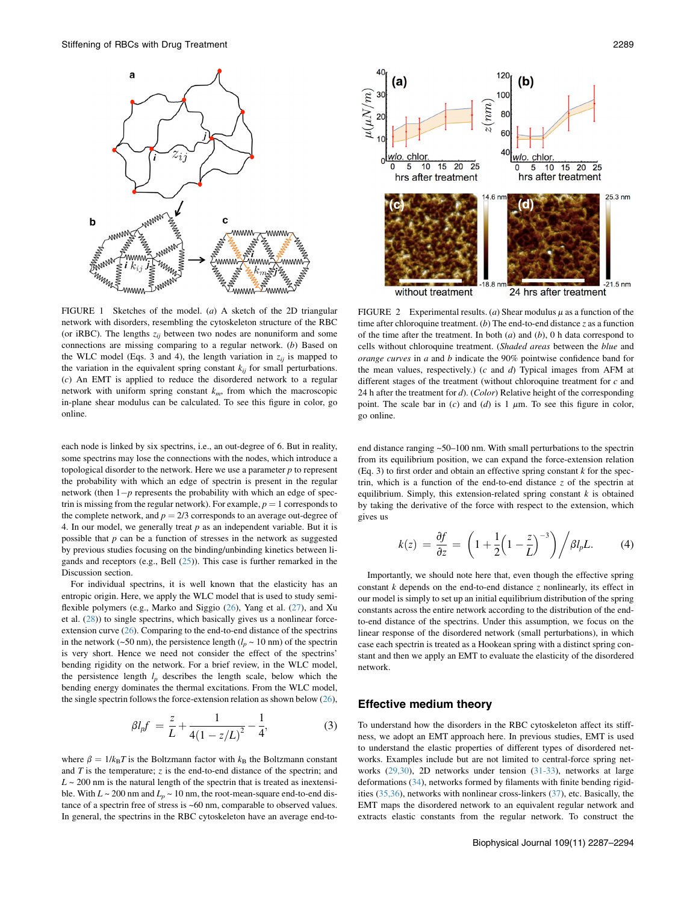FIGURE 1 Sketches of the model. (*a*) A sketch of the 2D triangular network with disorders, resembling the cytoskeleton structure of the RBC (or iRBC). The lengths $z_{ij}$ between two nodes are nonuniform and some connections are missing comparing to a regular network. (*b*) Based on the WLC model (Eqs. 3 and 4), the length variation in $z_{ij}$ is mapped to the variation in the equivalent spring constant $k_{ij}$ for small perturbations. (*c*) An EMT is applied to reduce the disordered network to a regular network with uniform spring constant $k_m$, from which the macroscopic in-plane shear modulus can be calculated. To see this figure in color, go online.

FIGURE 2 Experimental results. (*a*) Shear modulus $\mu$ as a function of the time after chloroquine treatment. (*b*) The end-to-end distance $z$ as a function of the time after the treatment. In both (*a*) and (*b*), 0 h data correspond to cells without chloroquine treatment. (*Shaded areas* between the *blue* and *orange curves* in *a* and *b* indicate the 90% pointwise confidence band for the mean values, respectively.) (*c* and *d*) Typical images from AFM at different stages of the treatment (without chloroquine treatment for *c* and 24 h after the treatment for *d*). (*Color*) Relative height of the corresponding point. The scale bar in (*c*) and (*d*) is 1 $\mu$m. To see this figure in color, go online.

each node is linked by six spectrins, i.e., an out-degree of 6. But in reality, some spectrins may lose the connections with the nodes, which introduce a topological disorder to the network. Here we use a parameter $p$ to represent the probability with which an edge of spectrin is present in the regular network (then $1-p$ represents the probability with which an edge of spectrin is missing from the regular network). For example, $p = 1$ corresponds to the complete network, and $p = 2/3$ corresponds to an average out-degree of 4. In our model, we generally treat $p$ as an independent variable. But it is possible that $p$ can be a function of stresses in the network as suggested by previous studies focusing on the binding/unbinding kinetics between ligands and receptors (e.g., Bell (25)). This case is further remarked in the Discussion section.

For individual spectrins, it is well known that the elasticity has an entropic origin. Here, we apply the WLC model that is used to study semi-flexible polymers (e.g., Marko and Siggio (26), Yang et al. (27), and Xu et al. (28)) to single spectrins, which basically gives us a nonlinear force-extension curve (26). Comparing to the end-to-end distance of the spectrins in the network (~50 nm), the persistence length ($l_p$ ~ 10 nm) of the spectrin is very short. Hence we need not consider the effect of the spectrins' bending rigidity on the network. For a brief review, in the WLC model, the persistence length $l_p$ describes the length scale, below which the bending energy dominates the thermal excitations. From the WLC model, the single spectrin follows the force-extension relation as shown below (26),

$$\beta l_p f = \frac{z}{L} + \frac{1}{4(1 - z/L)^2} - \frac{1}{4}, \tag{3}$$

where $\beta = 1/k_B T$ is the Boltzmann factor with $k_B$ the Boltzmann constant and $T$ is the temperature; $z$ is the end-to-end distance of the spectrin; and $L$ ~ 200 nm is the natural length of the spectrin that is treated as inextensible. With $L$ ~ 200 nm and $L_p$ ~ 10 nm, the root-mean-square end-to-end distance of a spectrin free of stress is ~60 nm, comparable to observed values. In general, the spectrins in the RBC cytoskeleton have an average end-to-end distance ranging ~50–100 nm. With small perturbations to the spectrin from its equilibrium position, we can expand the force-extension relation (Eq. 3) to first order and obtain an effective spring constant $k$ for the spectrin, which is a function of the end-to-end distance $z$ of the spectrin at equilibrium. Simply, this extension-related spring constant $k$ is obtained by taking the derivative of the force with respect to the extension, which gives us

$$k(z) = \frac{\partial f}{\partial z} = \left(1 + \frac{1}{2}\left(1 - \frac{z}{L}\right)^{-3}\right) \Big/ \beta l_p L. \tag{4}$$

Importantly, we should note here that, even though the effective spring constant $k$ depends on the end-to-end distance $z$ nonlinearly, its effect in our model is simply to set up an initial equilibrium distribution of the spring constants across the entire network according to the distribution of the end-to-end distance of the spectrins. Under this assumption, we focus on the linear response of the disordered network (small perturbations), in which case each spectrin is treated as a Hookean spring with a distinct spring constant and then we apply an EMT to evaluate the elasticity of the disordered network.

## Effective medium theory

To understand how the disorders in the RBC cytoskeleton affect its stiffness, we adopt an EMT approach here. In previous studies, EMT is used to understand the elastic properties of different types of disordered networks. Examples include but are not limited to central-force spring networks (29,30), 2D networks under tension (31-33), networks at large deformations (34), networks formed by filaments with finite bending rigidities (35,36), networks with nonlinear cross-linkers (37), etc. Basically, the EMT maps the disordered network to an equivalent regular network and extracts elastic constants from the regular network. To construct the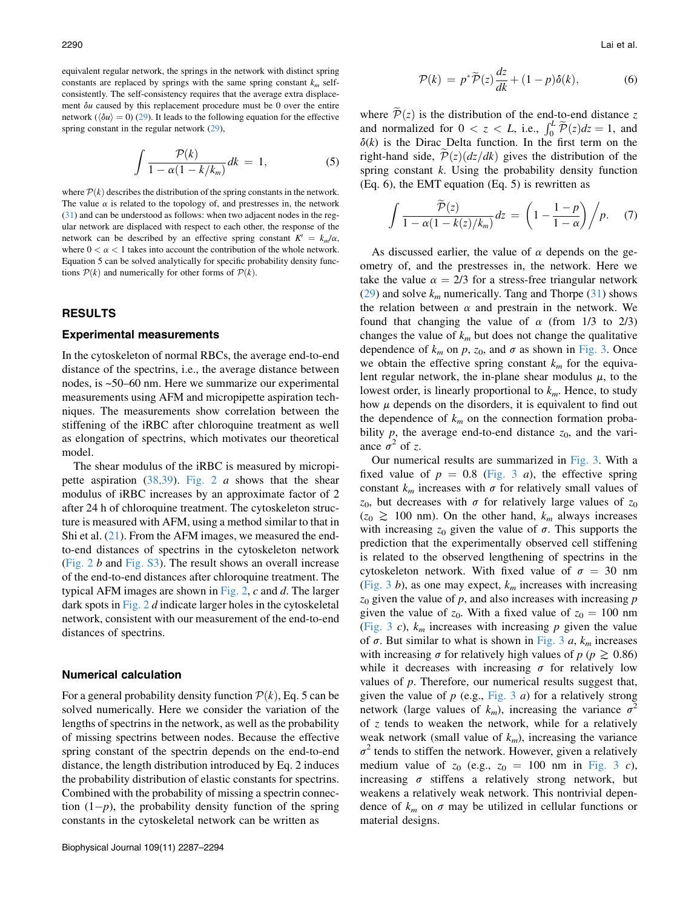equivalent regular network, the springs in the network with distinct spring constants are replaced by springs with the same spring constant $k_m$ self-consistently. The self-consistency requires that the average extra displacement $\delta u$ caused by this replacement procedure must be 0 over the entire network ($\langle \delta u \rangle = 0$) (29). It leads to the following equation for the effective spring constant in the regular network (29),

$$\int \frac{\mathcal{P}(k)}{1-\alpha(1-k/k_m)}dk \;=\; 1, \tag{5}$$

where $\mathcal{P}(k)$ describes the distribution of the spring constants in the network. The value $\alpha$ is related to the topology of, and prestresses in, the network (31) and can be understood as follows: when two adjacent nodes in the regular network are displaced with respect to each other, the response of the network can be described by an effective spring constant $K' = k_m/\alpha$, where $0 < \alpha < 1$ takes into account the contribution of the whole network. Equation 5 can be solved analytically for specific probability density functions $\mathcal{P}(k)$ and numerically for other forms of $\mathcal{P}(k)$.

## RESULTS

### Experimental measurements

In the cytoskeleton of normal RBCs, the average end-to-end distance of the spectrins, i.e., the average distance between nodes, is ~50–60 nm. Here we summarize our experimental measurements using AFM and micropipette aspiration techniques. The measurements show correlation between the stiffening of the iRBC after chloroquine treatment as well as elongation of spectrins, which motivates our theoretical model.

The shear modulus of the iRBC is measured by micropipette aspiration (38,39). Fig. 2 *a* shows that the shear modulus of iRBC increases by an approximate factor of 2 after 24 h of chloroquine treatment. The cytoskeleton structure is measured with AFM, using a method similar to that in Shi et al. (21). From the AFM images, we measured the end-to-end distances of spectrins in the cytoskeleton network (Fig. 2 *b* and Fig. S3). The result shows an overall increase of the end-to-end distances after chloroquine treatment. The typical AFM images are shown in Fig. 2, *c* and *d*. The larger dark spots in Fig. 2 *d* indicate larger holes in the cytoskeletal network, consistent with our measurement of the end-to-end distances of spectrins.

### Numerical calculation

For a general probability density function $\mathcal{P}(k)$, Eq. 5 can be solved numerically. Here we consider the variation of the lengths of spectrins in the network, as well as the probability of missing spectrins between nodes. Because the effective spring constant of the spectrin depends on the end-to-end distance, the length distribution introduced by Eq. 2 induces the probability distribution of elastic constants for spectrins. Combined with the probability of missing a spectrin connection $(1-p)$, the probability density function of the spring constants in the cytoskeletal network can be written as

$$\mathcal{P}(k) \;=\; p^*\widetilde{\mathcal{P}}(z)\frac{dz}{dk} + (1-p)\delta(k), \tag{6}$$

where $\widetilde{\mathcal{P}}(z)$ is the distribution of the end-to-end distance $z$ and normalized for $0 < z < L$, i.e., $\int_0^L \widetilde{\mathcal{P}}(z)dz = 1$, and $\delta(k)$ is the Dirac Delta function. In the first term on the right-hand side, $\widetilde{\mathcal{P}}(z)(dz/dk)$ gives the distribution of the spring constant $k$. Using the probability density function (Eq. 6), the EMT equation (Eq. 5) is rewritten as

$$\int \frac{\widetilde{\mathcal{P}}(z)}{1-\alpha(1-k(z)/k_m)}dz \;=\; \left(1-\frac{1-p}{1-\alpha}\right)\Big/ p. \tag{7}$$

As discussed earlier, the value of $\alpha$ depends on the geometry of, and the prestresses in, the network. Here we take the value $\alpha = 2/3$ for a stress-free triangular network (29) and solve $k_m$ numerically. Tang and Thorpe (31) shows the relation between $\alpha$ and prestrain in the network. We found that changing the value of $\alpha$ (from 1/3 to 2/3) changes the value of $k_m$ but does not change the qualitative dependence of $k_m$ on $p$, $z_0$, and $\sigma$ as shown in Fig. 3. Once we obtain the effective spring constant $k_m$ for the equivalent regular network, the in-plane shear modulus $\mu$, to the lowest order, is linearly proportional to $k_m$. Hence, to study how $\mu$ depends on the disorders, it is equivalent to find out the dependence of $k_m$ on the connection formation probability $p$, the average end-to-end distance $z_0$, and the variance $\sigma^2$ of $z$.

Our numerical results are summarized in Fig. 3. With a fixed value of $p = 0.8$ (Fig. 3 *a*), the effective spring constant $k_m$ increases with $\sigma$ for relatively small values of $z_0$, but decreases with $\sigma$ for relatively large values of $z_0$ ($z_0 \gtrsim 100$ nm). On the other hand, $k_m$ always increases with increasing $z_0$ given the value of $\sigma$. This supports the prediction that the experimentally observed cell stiffening is related to the observed lengthening of spectrins in the cytoskeleton network. With fixed value of $\sigma = 30$ nm (Fig. 3 *b*), as one may expect, $k_m$ increases with increasing $z_0$ given the value of $p$, and also increases with increasing $p$ given the value of $z_0$. With a fixed value of $z_0 = 100$ nm (Fig. 3 *c*), $k_m$ increases with increasing $p$ given the value of $\sigma$. But similar to what is shown in Fig. 3 *a*, $k_m$ increases with increasing $\sigma$ for relatively high values of $p$ ($p \gtrsim 0.86$) while it decreases with increasing $\sigma$ for relatively low values of $p$. Therefore, our numerical results suggest that, given the value of $p$ (e.g., Fig. 3 *a*) for a relatively strong network (large values of $k_m$), increasing the variance $\sigma^2$ of $z$ tends to weaken the network, while for a relatively weak network (small value of $k_m$), increasing the variance $\sigma^2$ tends to stiffen the network. However, given a relatively medium value of $z_0$ (e.g., $z_0 = 100$ nm in Fig. 3 *c*), increasing $\sigma$ stiffens a relatively strong network, but weakens a relatively weak network. This nontrivial dependence of $k_m$ on $\sigma$ may be utilized in cellular functions or material designs.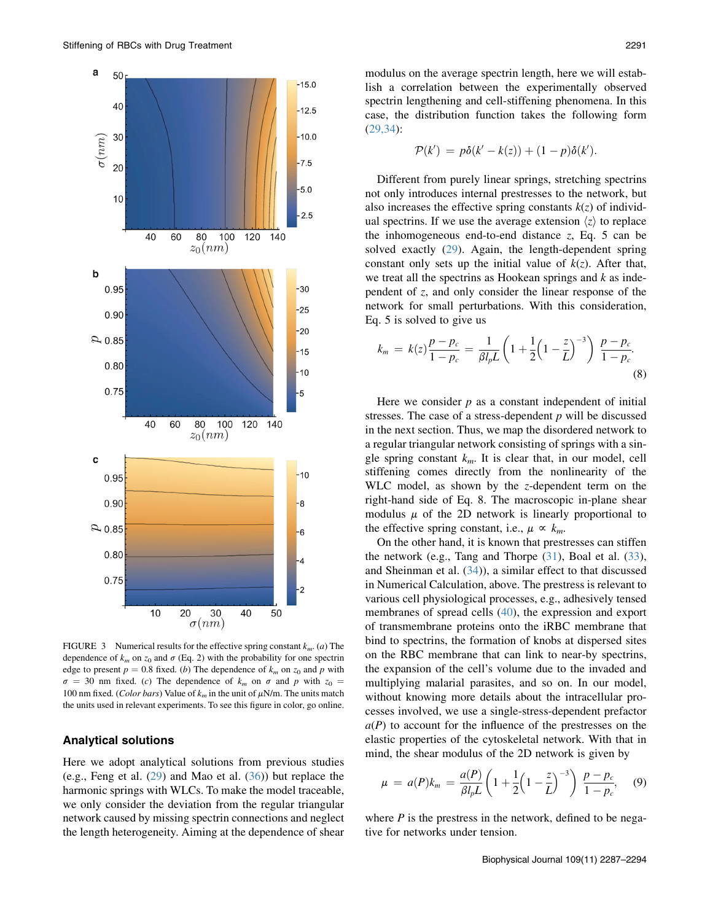FIGURE 3 Numerical results for the effective spring constant $k_m$. (*a*) The dependence of $k_m$ on $z_0$ and $\sigma$ (Eq. 2) with the probability for one spectrin edge to present $p = 0.8$ fixed. (*b*) The dependence of $k_m$ on $z_0$ and $p$ with $\sigma = 30$ nm fixed. (*c*) The dependence of $k_m$ on $\sigma$ and $p$ with $z_0 = 100$ nm fixed. (*Color bars*) Value of $k_m$ in the unit of $\mu$N/m. The units match the units used in relevant experiments. To see this figure in color, go online.

## Analytical solutions

Here we adopt analytical solutions from previous studies (e.g., Feng et al. (29) and Mao et al. (36)) but replace the harmonic springs with WLCs. To make the model traceable, we only consider the deviation from the regular triangular network caused by missing spectrin connections and neglect the length heterogeneity. Aiming at the dependence of shear modulus on the average spectrin length, here we will establish a correlation between the experimentally observed spectrin lengthening and cell-stiffening phenomena. In this case, the distribution function takes the following form (29,34):

$$\mathcal{P}(k') = p\delta(k' - k(z)) + (1-p)\delta(k').$$

Different from purely linear springs, stretching spectrins not only introduces internal prestresses to the network, but also increases the effective spring constants $k(z)$ of individual spectrins. If we use the average extension $\langle z \rangle$ to replace the inhomogeneous end-to-end distance $z$, Eq. 5 can be solved exactly (29). Again, the length-dependent spring constant only sets up the initial value of $k(z)$. After that, we treat all the spectrins as Hookean springs and $k$ as independent of $z$, and only consider the linear response of the network for small perturbations. With this consideration, Eq. 5 is solved to give us

$$k_m = k(z)\frac{p - p_c}{1 - p_c} = \frac{1}{\beta l_p L}\left(1 + \frac{1}{2}\left(1 - \frac{z}{L}\right)^{-3}\right)\frac{p - p_c}{1 - p_c}. \tag{8}$$

Here we consider $p$ as a constant independent of initial stresses. The case of a stress-dependent $p$ will be discussed in the next section. Thus, we map the disordered network to a regular triangular network consisting of springs with a single spring constant $k_m$. It is clear that, in our model, cell stiffening comes directly from the nonlinearity of the WLC model, as shown by the $z$-dependent term on the right-hand side of Eq. 8. The macroscopic in-plane shear modulus $\mu$ of the 2D network is linearly proportional to the effective spring constant, i.e., $\mu \propto k_m$.

On the other hand, it is known that prestresses can stiffen the network (e.g., Tang and Thorpe (31), Boal et al. (33), and Sheinman et al. (34)), a similar effect to that discussed in Numerical Calculation, above. The prestress is relevant to various cell physiological processes, e.g., adhesively tensed membranes of spread cells (40), the expression and export of transmembrane proteins onto the iRBC membrane that bind to spectrins, the formation of knobs at dispersed sites on the RBC membrane that can link to near-by spectrins, the expansion of the cell's volume due to the invaded and multiplying malarial parasites, and so on. In our model, without knowing more details about the intracellular processes involved, we use a single-stress-dependent prefactor $a(P)$ to account for the influence of the prestresses on the elastic properties of the cytoskeletal network. With that in mind, the shear modulus of the 2D network is given by

$$\mu = a(P)k_m = \frac{a(P)}{\beta l_p L}\left(1 + \frac{1}{2}\left(1 - \frac{z}{L}\right)^{-3}\right)\frac{p - p_c}{1 - p_c}, \tag{9}$$

where $P$ is the prestress in the network, defined to be negative for networks under tension.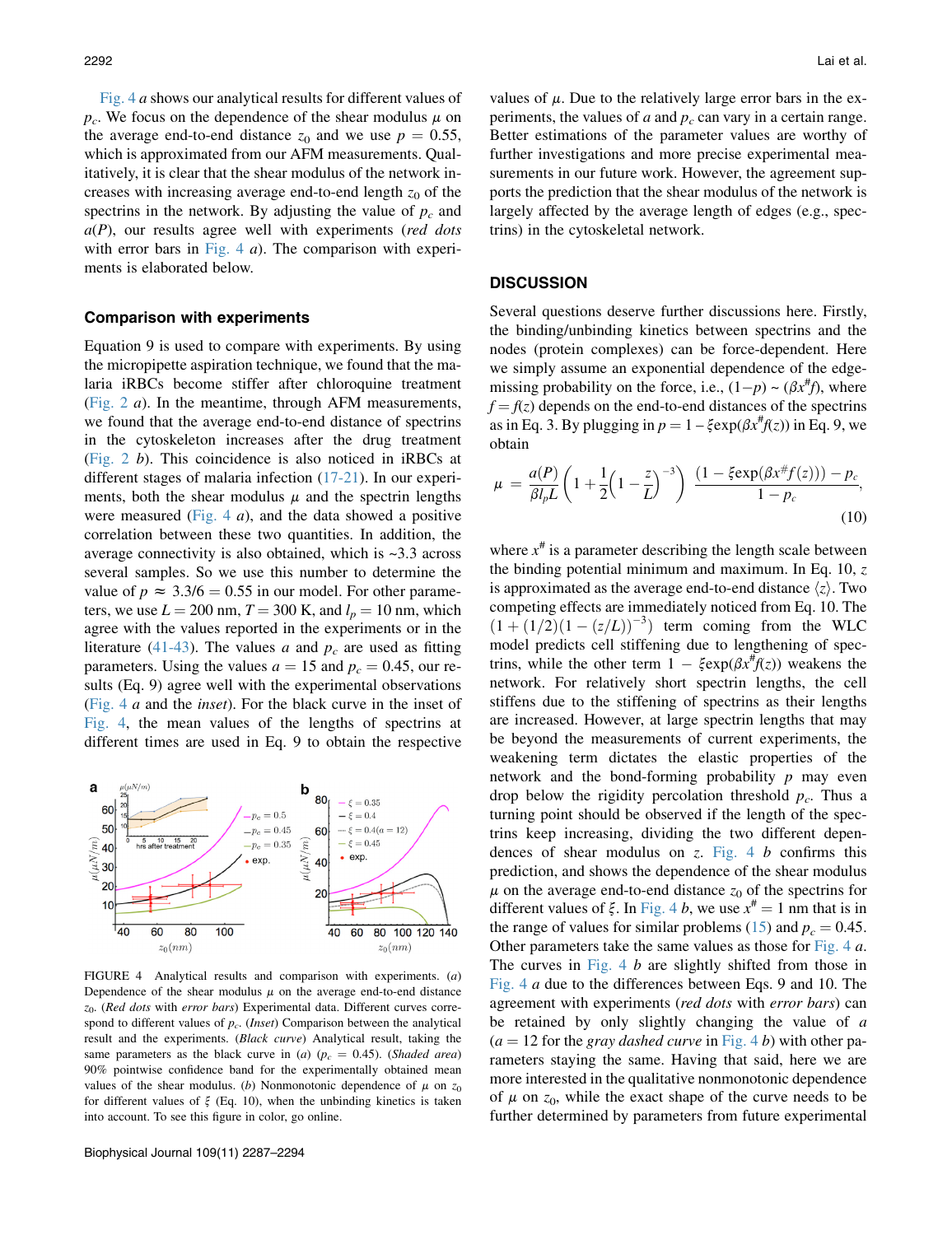Fig. 4 *a* shows our analytical results for different values of $p_c$. We focus on the dependence of the shear modulus $\mu$ on the average end-to-end distance $z_0$ and we use $p = 0.55$, which is approximated from our AFM measurements. Qualitatively, it is clear that the shear modulus of the network increases with increasing average end-to-end length $z_0$ of the spectrins in the network. By adjusting the value of $p_c$ and $a(P)$, our results agree well with experiments (*red dots* with error bars in Fig. 4 *a*). The comparison with experiments is elaborated below.

### Comparison with experiments

Equation 9 is used to compare with experiments. By using the micropipette aspiration technique, we found that the malaria iRBCs become stiffer after chloroquine treatment (Fig. 2 *a*). In the meantime, through AFM measurements, we found that the average end-to-end distance of spectrins in the cytoskeleton increases after the drug treatment (Fig. 2 *b*). This coincidence is also noticed in iRBCs at different stages of malaria infection (17-21). In our experiments, both the shear modulus $\mu$ and the spectrin lengths were measured (Fig. 4 *a*), and the data showed a positive correlation between these two quantities. In addition, the average connectivity is also obtained, which is ~3.3 across several samples. So we use this number to determine the value of $p \approx 3.3/6 = 0.55$ in our model. For other parameters, we use $L = 200$ nm, $T = 300$ K, and $l_p = 10$ nm, which agree with the values reported in the experiments or in the literature (41-43). The values $a$ and $p_c$ are used as fitting parameters. Using the values $a = 15$ and $p_c = 0.45$, our results (Eq. 9) agree well with the experimental observations (Fig. 4 *a* and the *inset*). For the black curve in the inset of Fig. 4, the mean values of the lengths of spectrins at different times are used in Eq. 9 to obtain the respective values of $\mu$. Due to the relatively large error bars in the experiments, the values of $a$ and $p_c$ can vary in a certain range. Better estimations of the parameter values are worthy of further investigations and more precise experimental measurements in our future work. However, the agreement supports the prediction that the shear modulus of the network is largely affected by the average length of edges (e.g., spectrins) in the cytoskeletal network.

FIGURE 4 Analytical results and comparison with experiments. (*a*) Dependence of the shear modulus $\mu$ on the average end-to-end distance $z_0$. (*Red dots* with *error bars*) Experimental data. Different curves correspond to different values of $p_c$. (*Inset*) Comparison between the analytical result and the experiments. (*Black curve*) Analytical result, taking the same parameters as the black curve in (*a*) ($p_c = 0.45$). (*Shaded area*) 90% pointwise confidence band for the experimentally obtained mean values of the shear modulus. (*b*) Nonmonotonic dependence of $\mu$ on $z_0$ for different values of $\xi$ (Eq. 10), when the unbinding kinetics is taken into account. To see this figure in color, go online.

## DISCUSSION

Several questions deserve further discussions here. Firstly, the binding/unbinding kinetics between spectrins and the nodes (protein complexes) can be force-dependent. Here we simply assume an exponential dependence of the edge-missing probability on the force, i.e., $(1-p) \sim (\beta x^{\#} f)$, where $f = f(z)$ depends on the end-to-end distances of the spectrins as in Eq. 3. By plugging in $p = 1 - \xi \exp(\beta x^{\#} f(z))$ in Eq. 9, we obtain

$$\mu = \frac{a(P)}{\beta l_p L}\left(1 + \frac{1}{2}\left(1 - \frac{z}{L}\right)^{-3}\right)\frac{(1 - \xi \exp(\beta x^{\#} f(z))) - p_c}{1 - p_c}, \tag{10}$$

where $x^{\#}$ is a parameter describing the length scale between the binding potential minimum and maximum. In Eq. 10, $z$ is approximated as the average end-to-end distance $\langle z \rangle$. Two competing effects are immediately noticed from Eq. 10. The $\left(1 + (1/2)(1 - (z/L))^{-3}\right)$ term coming from the WLC model predicts cell stiffening due to lengthening of spectrins, while the other term $1 - \xi \exp(\beta x^{\#} f(z))$ weakens the network. For relatively short spectrin lengths, the cell stiffens due to the stiffening of spectrins as their lengths are increased. However, at large spectrin lengths that may be beyond the measurements of current experiments, the weakening term dictates the elastic properties of the network and the bond-forming probability $p$ may even drop below the rigidity percolation threshold $p_c$. Thus a turning point should be observed if the length of the spectrins keep increasing, dividing the two different dependences of shear modulus on $z$. Fig. 4 *b* confirms this prediction, and shows the dependence of the shear modulus $\mu$ on the average end-to-end distance $z_0$ of the spectrins for different values of $\xi$. In Fig. 4 *b*, we use $x^{\#} = 1$ nm that is in the range of values for similar problems (15) and $p_c = 0.45$. Other parameters take the same values as those for Fig. 4 *a*. The curves in Fig. 4 *b* are slightly shifted from those in Fig. 4 *a* due to the differences between Eqs. 9 and 10. The agreement with experiments (*red dots* with *error bars*) can be retained by only slightly changing the value of $a$ ($a = 12$ for the *gray dashed curve* in Fig. 4 *b*) with other parameters staying the same. Having that said, here we are more interested in the qualitative nonmonotonic dependence of $\mu$ on $z_0$, while the exact shape of the curve needs to be further determined by parameters from future experimental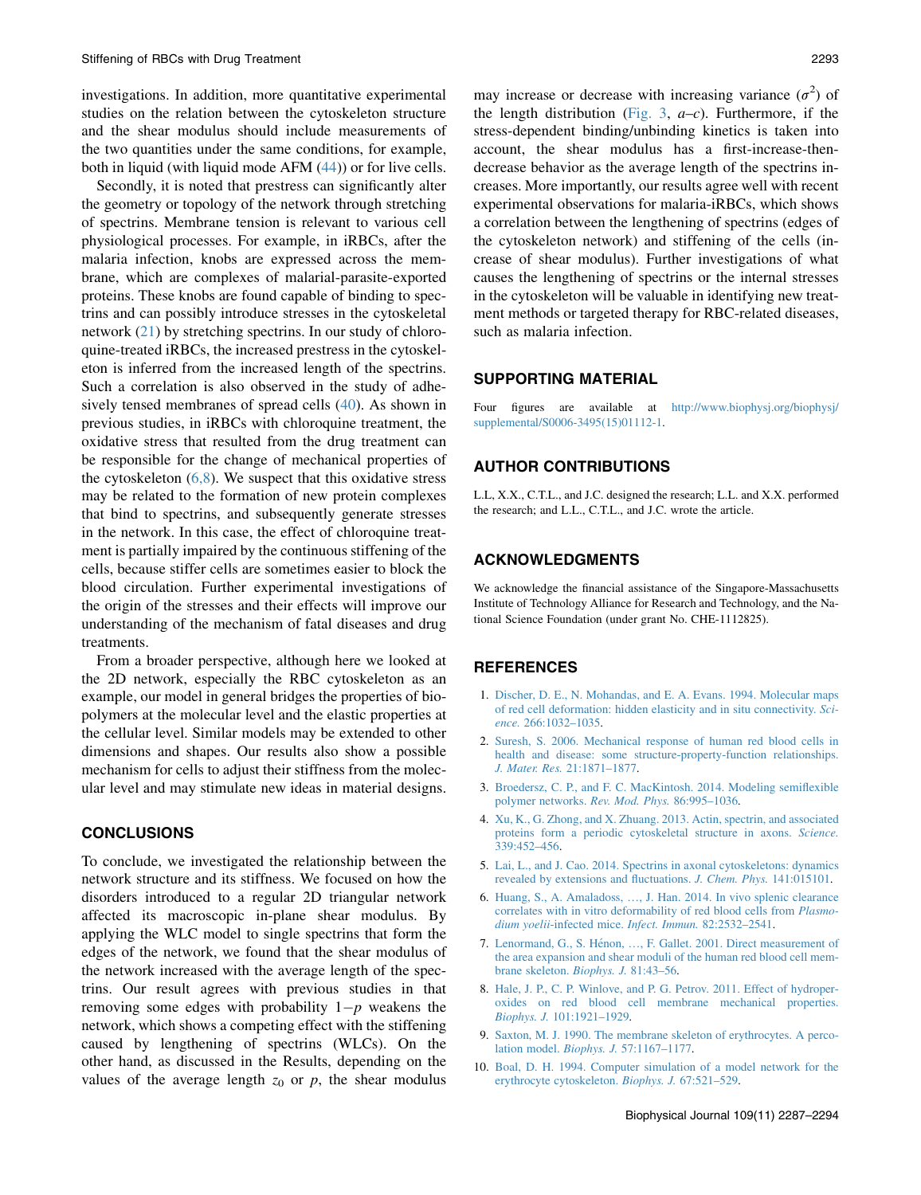investigations. In addition, more quantitative experimental studies on the relation between the cytoskeleton structure and the shear modulus should include measurements of the two quantities under the same conditions, for example, both in liquid (with liquid mode AFM (44)) or for live cells.

Secondly, it is noted that prestress can significantly alter the geometry or topology of the network through stretching of spectrins. Membrane tension is relevant to various cell physiological processes. For example, in iRBCs, after the malaria infection, knobs are expressed across the membrane, which are complexes of malarial-parasite-exported proteins. These knobs are found capable of binding to spectrins and can possibly introduce stresses in the cytoskeletal network (21) by stretching spectrins. In our study of chloroquine-treated iRBCs, the increased prestress in the cytoskeleton is inferred from the increased length of the spectrins. Such a correlation is also observed in the study of adhesively tensed membranes of spread cells (40). As shown in previous studies, in iRBCs with chloroquine treatment, the oxidative stress that resulted from the drug treatment can be responsible for the change of mechanical properties of the cytoskeleton (6,8). We suspect that this oxidative stress may be related to the formation of new protein complexes that bind to spectrins, and subsequently generate stresses in the network. In this case, the effect of chloroquine treatment is partially impaired by the continuous stiffening of the cells, because stiffer cells are sometimes easier to block the blood circulation. Further experimental investigations of the origin of the stresses and their effects will improve our understanding of the mechanism of fatal diseases and drug treatments.

From a broader perspective, although here we looked at the 2D network, especially the RBC cytoskeleton as an example, our model in general bridges the properties of biopolymers at the molecular level and the elastic properties at the cellular level. Similar models may be extended to other dimensions and shapes. Our results also show a possible mechanism for cells to adjust their stiffness from the molecular level and may stimulate new ideas in material designs.

## CONCLUSIONS

To conclude, we investigated the relationship between the network structure and its stiffness. We focused on how the disorders introduced to a regular 2D triangular network affected its macroscopic in-plane shear modulus. By applying the WLC model to single spectrins that form the edges of the network, we found that the shear modulus of the network increased with the average length of the spectrins. Our result agrees with previous studies in that removing some edges with probability $1-p$ weakens the network, which shows a competing effect with the stiffening caused by lengthening of spectrins (WLCs). On the other hand, as discussed in the Results, depending on the values of the average length $z_0$ or $p$, the shear modulus may increase or decrease with increasing variance ($\sigma^2$) of the length distribution (Fig. 3, *a–c*). Furthermore, if the stress-dependent binding/unbinding kinetics is taken into account, the shear modulus has a first-increase-then-decrease behavior as the average length of the spectrins increases. More importantly, our results agree well with recent experimental observations for malaria-iRBCs, which shows a correlation between the lengthening of spectrins (edges of the cytoskeleton network) and stiffening of the cells (increase of shear modulus). Further investigations of what causes the lengthening of spectrins or the internal stresses in the cytoskeleton will be valuable in identifying new treatment methods or targeted therapy for RBC-related diseases, such as malaria infection.

## SUPPORTING MATERIAL

Four figures are available at http://www.biophysj.org/biophysj/supplemental/S0006-3495(15)01112-1.

## AUTHOR CONTRIBUTIONS

L.L, X.X., C.T.L., and J.C. designed the research; L.L. and X.X. performed the research; and L.L., C.T.L., and J.C. wrote the article.

## ACKNOWLEDGMENTS

We acknowledge the financial assistance of the Singapore-Massachusetts Institute of Technology Alliance for Research and Technology, and the National Science Foundation (under grant No. CHE-1112825).

## REFERENCES

1. Discher, D. E., N. Mohandas, and E. A. Evans. 1994. Molecular maps of red cell deformation: hidden elasticity and in situ connectivity. *Science.* 266:1032–1035.
2. Suresh, S. 2006. Mechanical response of human red blood cells in health and disease: some structure-property-function relationships. *J. Mater. Res.* 21:1871–1877.
3. Broedersz, C. P., and F. C. MacKintosh. 2014. Modeling semiflexible polymer networks. *Rev. Mod. Phys.* 86:995–1036.
4. Xu, K., G. Zhong, and X. Zhuang. 2013. Actin, spectrin, and associated proteins form a periodic cytoskeletal structure in axons. *Science.* 339:452–456.
5. Lai, L., and J. Cao. 2014. Spectrins in axonal cytoskeletons: dynamics revealed by extensions and fluctuations. *J. Chem. Phys.* 141:015101.
6. Huang, S., A. Amaladoss, ..., J. Han. 2014. In vivo splenic clearance correlates with in vitro deformability of red blood cells from *Plasmodium yoelii*-infected mice. *Infect. Immun.* 82:2532–2541.
7. Lenormand, G., S. Hénon, ..., F. Gallet. 2001. Direct measurement of the area expansion and shear moduli of the human red blood cell membrane skeleton. *Biophys. J.* 81:43–56.
8. Hale, J. P., C. P. Winlove, and P. G. Petrov. 2011. Effect of hydroperoxides on red blood cell membrane mechanical properties. *Biophys. J.* 101:1921–1929.
9. Saxton, M. J. 1990. The membrane skeleton of erythrocytes. A percolation model. *Biophys. J.* 57:1167–1177.
10. Boal, D. H. 1994. Computer simulation of a model network for the erythrocyte cytoskeleton. *Biophys. J.* 67:521–529.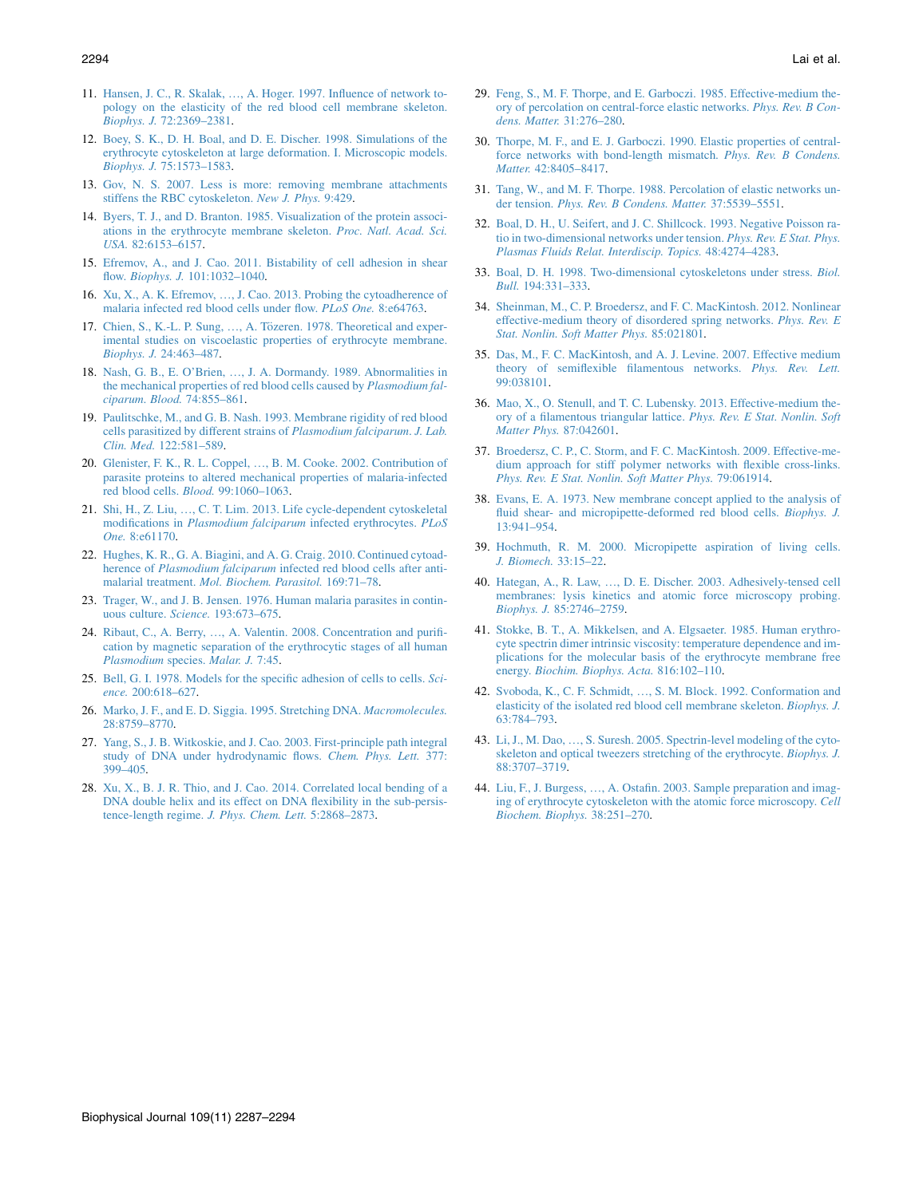11. Hansen, J. C., R. Skalak, …, A. Hoger. 1997. Influence of network topology on the elasticity of the red blood cell membrane skeleton. *Biophys. J.* 72:2369–2381.
12. Boey, S. K., D. H. Boal, and D. E. Discher. 1998. Simulations of the erythrocyte cytoskeleton at large deformation. I. Microscopic models. *Biophys. J.* 75:1573–1583.
13. Gov, N. S. 2007. Less is more: removing membrane attachments stiffens the RBC cytoskeleton. *New J. Phys.* 9:429.
14. Byers, T. J., and D. Branton. 1985. Visualization of the protein associations in the erythrocyte membrane skeleton. *Proc. Natl. Acad. Sci. USA.* 82:6153–6157.
15. Efremov, A., and J. Cao. 2011. Bistability of cell adhesion in shear flow. *Biophys. J.* 101:1032–1040.
16. Xu, X., A. K. Efremov, …, J. Cao. 2013. Probing the cytoadherence of malaria infected red blood cells under flow. *PLoS One.* 8:e64763.
17. Chien, S., K.-L. P. Sung, …, A. Tözeren. 1978. Theoretical and experimental studies on viscoelastic properties of erythrocyte membrane. *Biophys. J.* 24:463–487.
18. Nash, G. B., E. O'Brien, …, J. A. Dormandy. 1989. Abnormalities in the mechanical properties of red blood cells caused by *Plasmodium falciparum*. *Blood.* 74:855–861.
19. Paulitschke, M., and G. B. Nash. 1993. Membrane rigidity of red blood cells parasitized by different strains of *Plasmodium falciparum*. *J. Lab. Clin. Med.* 122:581–589.
20. Glenister, F. K., R. L. Coppel, …, B. M. Cooke. 2002. Contribution of parasite proteins to altered mechanical properties of malaria-infected red blood cells. *Blood.* 99:1060–1063.
21. Shi, H., Z. Liu, …, C. T. Lim. 2013. Life cycle-dependent cytoskeletal modifications in *Plasmodium falciparum* infected erythrocytes. *PLoS One.* 8:e61170.
22. Hughes, K. R., G. A. Biagini, and A. G. Craig. 2010. Continued cytoadherence of *Plasmodium falciparum* infected red blood cells after antimalarial treatment. *Mol. Biochem. Parasitol.* 169:71–78.
23. Trager, W., and J. B. Jensen. 1976. Human malaria parasites in continuous culture. *Science.* 193:673–675.
24. Ribaut, C., A. Berry, …, A. Valentin. 2008. Concentration and purification by magnetic separation of the erythrocytic stages of all human *Plasmodium* species. *Malar. J.* 7:45.
25. Bell, G. I. 1978. Models for the specific adhesion of cells to cells. *Science.* 200:618–627.
26. Marko, J. F., and E. D. Siggia. 1995. Stretching DNA. *Macromolecules.* 28:8759–8770.
27. Yang, S., J. B. Witkoskie, and J. Cao. 2003. First-principle path integral study of DNA under hydrodynamic flows. *Chem. Phys. Lett.* 377:399–405.
28. Xu, X., B. J. R. Thio, and J. Cao. 2014. Correlated local bending of a DNA double helix and its effect on DNA flexibility in the sub-persistence-length regime. *J. Phys. Chem. Lett.* 5:2868–2873.
29. Feng, S., M. F. Thorpe, and E. Garboczi. 1985. Effective-medium theory of percolation on central-force elastic networks. *Phys. Rev. B Condens. Matter.* 31:276–280.
30. Thorpe, M. F., and E. J. Garboczi. 1990. Elastic properties of central-force networks with bond-length mismatch. *Phys. Rev. B Condens. Matter.* 42:8405–8417.
31. Tang, W., and M. F. Thorpe. 1988. Percolation of elastic networks under tension. *Phys. Rev. B Condens. Matter.* 37:5539–5551.
32. Boal, D. H., U. Seifert, and J. C. Shillcock. 1993. Negative Poisson ratio in two-dimensional networks under tension. *Phys. Rev. E Stat. Phys. Plasmas Fluids Relat. Interdiscip. Topics.* 48:4274–4283.
33. Boal, D. H. 1998. Two-dimensional cytoskeletons under stress. *Biol. Bull.* 194:331–333.
34. Sheinman, M., C. P. Broedersz, and F. C. MacKintosh. 2012. Nonlinear effective-medium theory of disordered spring networks. *Phys. Rev. E Stat. Nonlin. Soft Matter Phys.* 85:021801.
35. Das, M., F. C. MacKintosh, and A. J. Levine. 2007. Effective medium theory of semiflexible filamentous networks. *Phys. Rev. Lett.* 99:038101.
36. Mao, X., O. Stenull, and T. C. Lubensky. 2013. Effective-medium theory of a filamentous triangular lattice. *Phys. Rev. E Stat. Nonlin. Soft Matter Phys.* 87:042601.
37. Broedersz, C. P., C. Storm, and F. C. MacKintosh. 2009. Effective-medium approach for stiff polymer networks with flexible cross-links. *Phys. Rev. E Stat. Nonlin. Soft Matter Phys.* 79:061914.
38. Evans, E. A. 1973. New membrane concept applied to the analysis of fluid shear- and micropipette-deformed red blood cells. *Biophys. J.* 13:941–954.
39. Hochmuth, R. M. 2000. Micropipette aspiration of living cells. *J. Biomech.* 33:15–22.
40. Hategan, A., R. Law, …, D. E. Discher. 2003. Adhesively-tensed cell membranes: lysis kinetics and atomic force microscopy probing. *Biophys. J.* 85:2746–2759.
41. Stokke, B. T., A. Mikkelsen, and A. Elgsaeter. 1985. Human erythrocyte spectrin dimer intrinsic viscosity: temperature dependence and implications for the molecular basis of the erythrocyte membrane free energy. *Biochim. Biophys. Acta.* 816:102–110.
42. Svoboda, K., C. F. Schmidt, …, S. M. Block. 1992. Conformation and elasticity of the isolated red blood cell membrane skeleton. *Biophys. J.* 63:784–793.
43. Li, J., M. Dao, …, S. Suresh. 2005. Spectrin-level modeling of the cytoskeleton and optical tweezers stretching of the erythrocyte. *Biophys. J.* 88:3707–3719.
44. Liu, F., J. Burgess, …, A. Ostafin. 2003. Sample preparation and imaging of erythrocyte cytoskeleton with the atomic force microscopy. *Cell Biochem. Biophys.* 38:251–270.